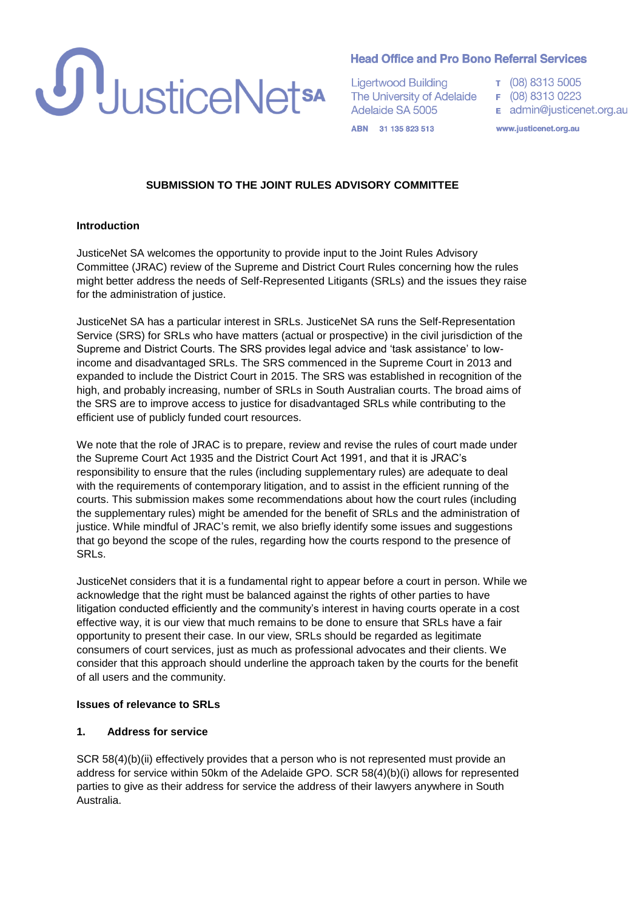# JusticeNet SA

**Head Office and Pro Bono Referral Services**

Ligertwood Building
The University of Adelaide
Adelaide SA 5005

T (08) 8313 5005
F (08) 8313 0223
E admin@justicenet.org.au

ABN 31 135 823 513

www.justicenet.org.au

## SUBMISSION TO THE JOINT RULES ADVISORY COMMITTEE

### Introduction

JusticeNet SA welcomes the opportunity to provide input to the Joint Rules Advisory Committee (JRAC) review of the Supreme and District Court Rules concerning how the rules might better address the needs of Self-Represented Litigants (SRLs) and the issues they raise for the administration of justice.

JusticeNet SA has a particular interest in SRLs. JusticeNet SA runs the Self-Representation Service (SRS) for SRLs who have matters (actual or prospective) in the civil jurisdiction of the Supreme and District Courts. The SRS provides legal advice and 'task assistance' to low-income and disadvantaged SRLs. The SRS commenced in the Supreme Court in 2013 and expanded to include the District Court in 2015. The SRS was established in recognition of the high, and probably increasing, number of SRLs in South Australian courts. The broad aims of the SRS are to improve access to justice for disadvantaged SRLs while contributing to the efficient use of publicly funded court resources.

We note that the role of JRAC is to prepare, review and revise the rules of court made under the Supreme Court Act 1935 and the District Court Act 1991, and that it is JRAC's responsibility to ensure that the rules (including supplementary rules) are adequate to deal with the requirements of contemporary litigation, and to assist in the efficient running of the courts. This submission makes some recommendations about how the court rules (including the supplementary rules) might be amended for the benefit of SRLs and the administration of justice. While mindful of JRAC's remit, we also briefly identify some issues and suggestions that go beyond the scope of the rules, regarding how the courts respond to the presence of SRLs.

JusticeNet considers that it is a fundamental right to appear before a court in person. While we acknowledge that the right must be balanced against the rights of other parties to have litigation conducted efficiently and the community's interest in having courts operate in a cost effective way, it is our view that much remains to be done to ensure that SRLs have a fair opportunity to present their case. In our view, SRLs should be regarded as legitimate consumers of court services, just as much as professional advocates and their clients. We consider that this approach should underline the approach taken by the courts for the benefit of all users and the community.

### Issues of relevance to SRLs

#### 1. Address for service

SCR 58(4)(b)(ii) effectively provides that a person who is not represented must provide an address for service within 50km of the Adelaide GPO. SCR 58(4)(b)(i) allows for represented parties to give as their address for service the address of their lawyers anywhere in South Australia.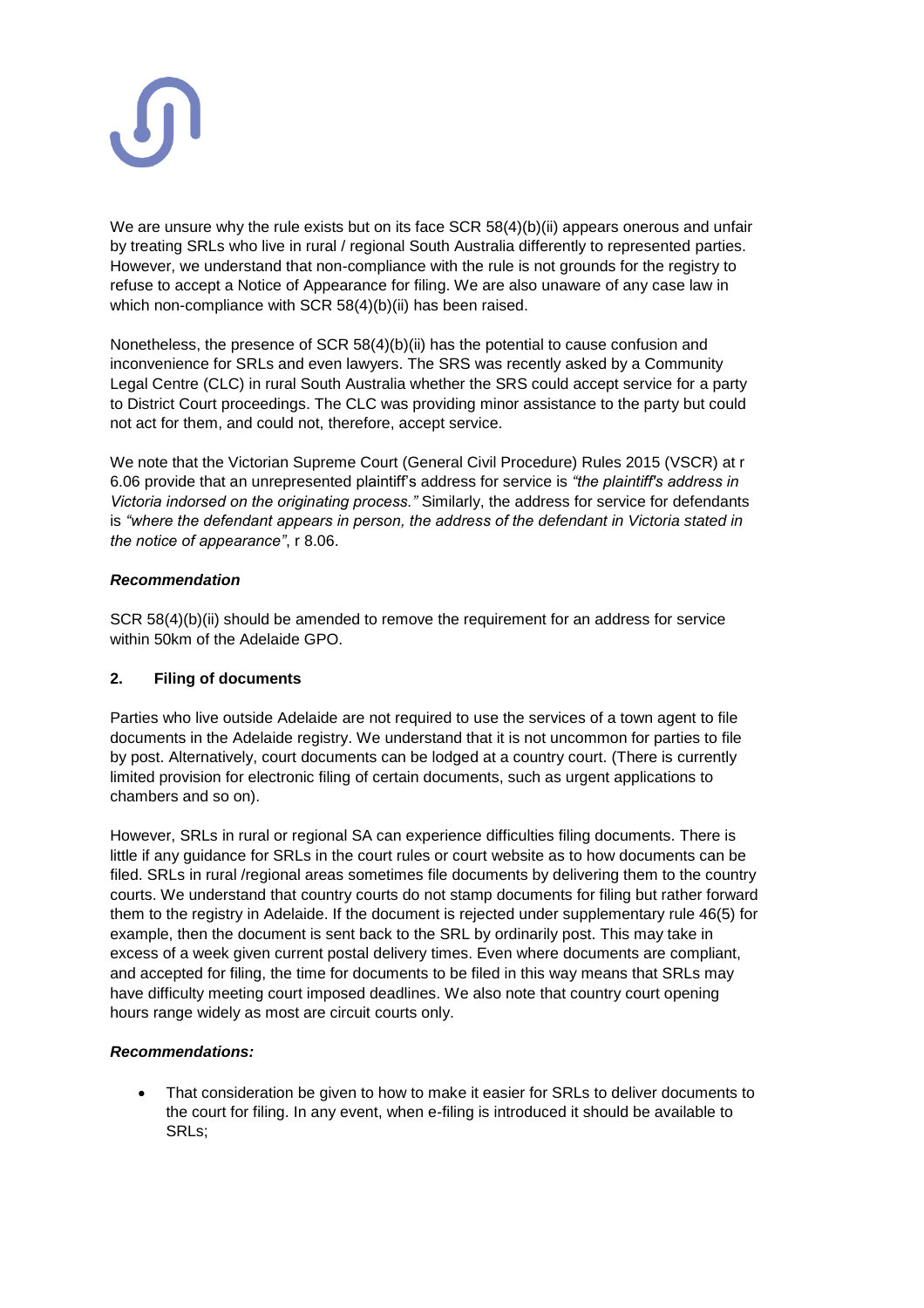We are unsure why the rule exists but on its face SCR 58(4)(b)(ii) appears onerous and unfair by treating SRLs who live in rural / regional South Australia differently to represented parties. However, we understand that non-compliance with the rule is not grounds for the registry to refuse to accept a Notice of Appearance for filing. We are also unaware of any case law in which non-compliance with SCR 58(4)(b)(ii) has been raised.

Nonetheless, the presence of SCR 58(4)(b)(ii) has the potential to cause confusion and inconvenience for SRLs and even lawyers. The SRS was recently asked by a Community Legal Centre (CLC) in rural South Australia whether the SRS could accept service for a party to District Court proceedings. The CLC was providing minor assistance to the party but could not act for them, and could not, therefore, accept service.

We note that the Victorian Supreme Court (General Civil Procedure) Rules 2015 (VSCR) at r 6.06 provide that an unrepresented plaintiff's address for service is *"the plaintiff's address in Victoria indorsed on the originating process."* Similarly, the address for service for defendants is *"where the defendant appears in person, the address of the defendant in Victoria stated in the notice of appearance"*, r 8.06.

***Recommendation***

SCR 58(4)(b)(ii) should be amended to remove the requirement for an address for service within 50km of the Adelaide GPO.

## 2. Filing of documents

Parties who live outside Adelaide are not required to use the services of a town agent to file documents in the Adelaide registry. We understand that it is not uncommon for parties to file by post. Alternatively, court documents can be lodged at a country court. (There is currently limited provision for electronic filing of certain documents, such as urgent applications to chambers and so on).

However, SRLs in rural or regional SA can experience difficulties filing documents. There is little if any guidance for SRLs in the court rules or court website as to how documents can be filed. SRLs in rural /regional areas sometimes file documents by delivering them to the country courts. We understand that country courts do not stamp documents for filing but rather forward them to the registry in Adelaide. If the document is rejected under supplementary rule 46(5) for example, then the document is sent back to the SRL by ordinarily post. This may take in excess of a week given current postal delivery times. Even where documents are compliant, and accepted for filing, the time for documents to be filed in this way means that SRLs may have difficulty meeting court imposed deadlines. We also note that country court opening hours range widely as most are circuit courts only.

***Recommendations:***

- That consideration be given to how to make it easier for SRLs to deliver documents to the court for filing. In any event, when e-filing is introduced it should be available to SRLs;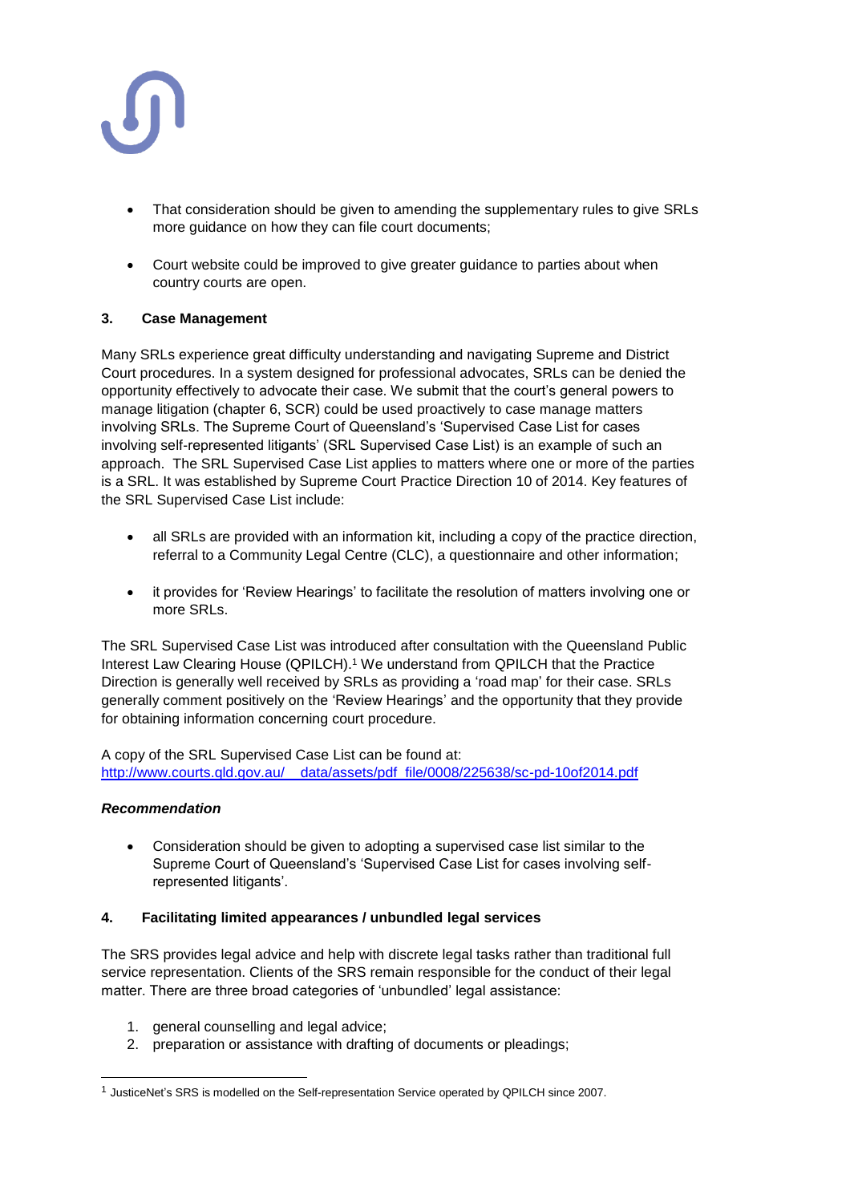- That consideration should be given to amending the supplementary rules to give SRLs more guidance on how they can file court documents;

- Court website could be improved to give greater guidance to parties about when country courts are open.

### 3. Case Management

Many SRLs experience great difficulty understanding and navigating Supreme and District Court procedures. In a system designed for professional advocates, SRLs can be denied the opportunity effectively to advocate their case. We submit that the court's general powers to manage litigation (chapter 6, SCR) could be used proactively to case manage matters involving SRLs. The Supreme Court of Queensland's 'Supervised Case List for cases involving self-represented litigants' (SRL Supervised Case List) is an example of such an approach. The SRL Supervised Case List applies to matters where one or more of the parties is a SRL. It was established by Supreme Court Practice Direction 10 of 2014. Key features of the SRL Supervised Case List include:

- all SRLs are provided with an information kit, including a copy of the practice direction, referral to a Community Legal Centre (CLC), a questionnaire and other information;

- it provides for 'Review Hearings' to facilitate the resolution of matters involving one or more SRLs.

The SRL Supervised Case List was introduced after consultation with the Queensland Public Interest Law Clearing House (QPILCH).[1] We understand from QPILCH that the Practice Direction is generally well received by SRLs as providing a 'road map' for their case. SRLs generally comment positively on the 'Review Hearings' and the opportunity that they provide for obtaining information concerning court procedure.

A copy of the SRL Supervised Case List can be found at:
http://www.courts.qld.gov.au/__data/assets/pdf_file/0008/225638/sc-pd-10of2014.pdf

***Recommendation***

- Consideration should be given to adopting a supervised case list similar to the Supreme Court of Queensland's 'Supervised Case List for cases involving self-represented litigants'.

### 4. Facilitating limited appearances / unbundled legal services

The SRS provides legal advice and help with discrete legal tasks rather than traditional full service representation. Clients of the SRS remain responsible for the conduct of their legal matter. There are three broad categories of 'unbundled' legal assistance:

1. general counselling and legal advice;
2. preparation or assistance with drafting of documents or pleadings;

---

[1] JusticeNet's SRS is modelled on the Self-representation Service operated by QPILCH since 2007.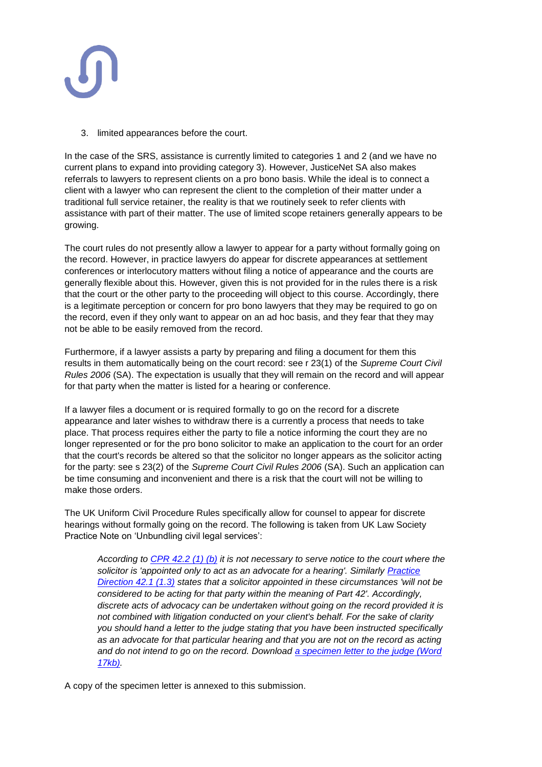3. limited appearances before the court.

In the case of the SRS, assistance is currently limited to categories 1 and 2 (and we have no current plans to expand into providing category 3). However, JusticeNet SA also makes referrals to lawyers to represent clients on a pro bono basis. While the ideal is to connect a client with a lawyer who can represent the client to the completion of their matter under a traditional full service retainer, the reality is that we routinely seek to refer clients with assistance with part of their matter. The use of limited scope retainers generally appears to be growing.

The court rules do not presently allow a lawyer to appear for a party without formally going on the record. However, in practice lawyers do appear for discrete appearances at settlement conferences or interlocutory matters without filing a notice of appearance and the courts are generally flexible about this. However, given this is not provided for in the rules there is a risk that the court or the other party to the proceeding will object to this course. Accordingly, there is a legitimate perception or concern for pro bono lawyers that they may be required to go on the record, even if they only want to appear on an ad hoc basis, and they fear that they may not be able to be easily removed from the record.

Furthermore, if a lawyer assists a party by preparing and filing a document for them this results in them automatically being on the court record: see r 23(1) of the *Supreme Court Civil Rules 2006* (SA). The expectation is usually that they will remain on the record and will appear for that party when the matter is listed for a hearing or conference.

If a lawyer files a document or is required formally to go on the record for a discrete appearance and later wishes to withdraw there is a currently a process that needs to take place. That process requires either the party to file a notice informing the court they are no longer represented or for the pro bono solicitor to make an application to the court for an order that the court's records be altered so that the solicitor no longer appears as the solicitor acting for the party: see s 23(2) of the *Supreme Court Civil Rules 2006* (SA). Such an application can be time consuming and inconvenient and there is a risk that the court will not be willing to make those orders.

The UK Uniform Civil Procedure Rules specifically allow for counsel to appear for discrete hearings without formally going on the record. The following is taken from UK Law Society Practice Note on 'Unbundling civil legal services':

> *According to CPR 42.2 (1) (b) it is not necessary to serve notice to the court where the solicitor is 'appointed only to act as an advocate for a hearing'. Similarly Practice Direction 42.1 (1.3) states that a solicitor appointed in these circumstances 'will not be considered to be acting for that party within the meaning of Part 42'. Accordingly, discrete acts of advocacy can be undertaken without going on the record provided it is not combined with litigation conducted on your client's behalf. For the sake of clarity you should hand a letter to the judge stating that you have been instructed specifically as an advocate for that particular hearing and that you are not on the record as acting and do not intend to go on the record. Download a specimen letter to the judge (Word 17kb).*

A copy of the specimen letter is annexed to this submission.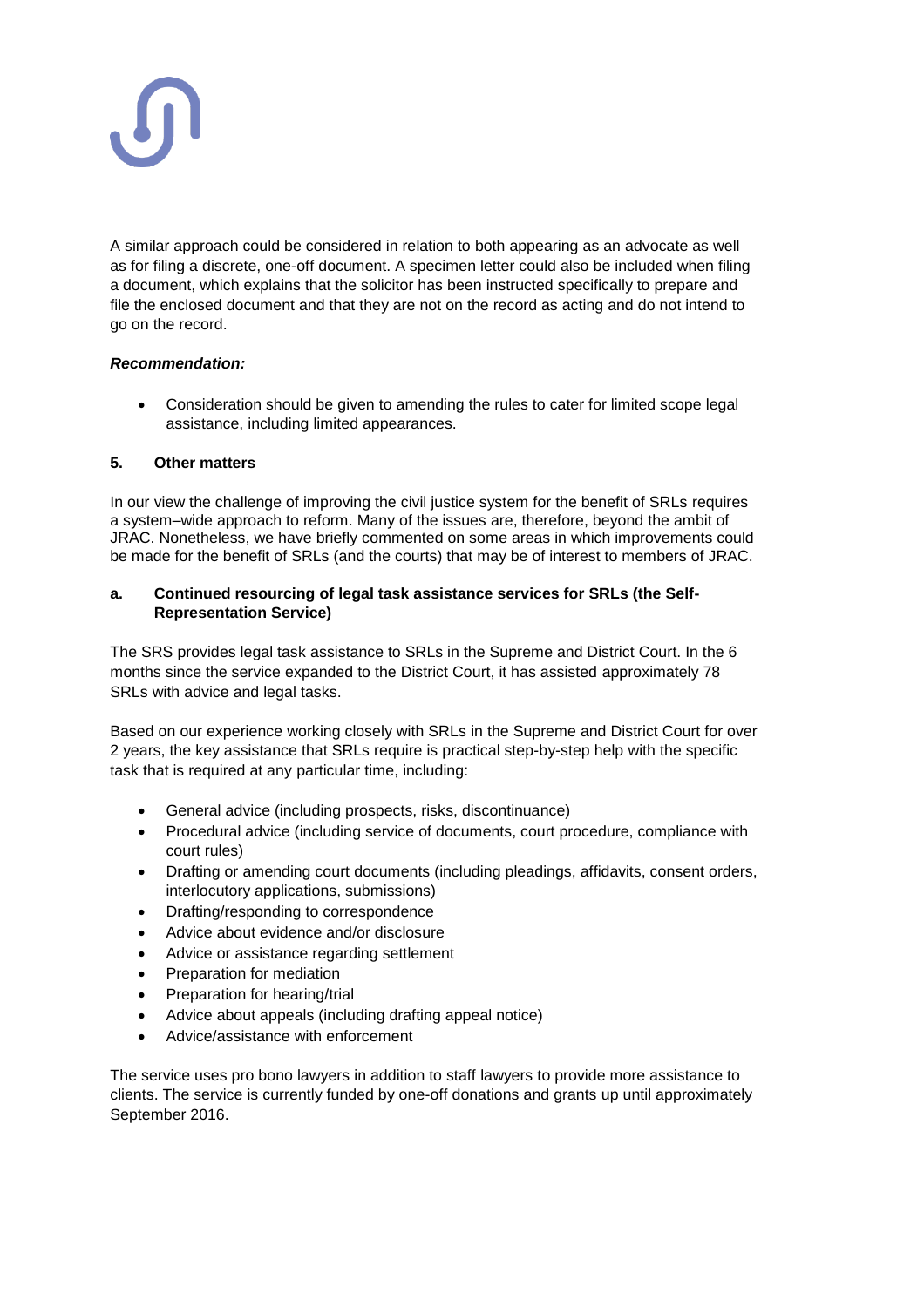A similar approach could be considered in relation to both appearing as an advocate as well as for filing a discrete, one-off document. A specimen letter could also be included when filing a document, which explains that the solicitor has been instructed specifically to prepare and file the enclosed document and that they are not on the record as acting and do not intend to go on the record.

***Recommendation:***

- Consideration should be given to amending the rules to cater for limited scope legal assistance, including limited appearances.

## 5. Other matters

In our view the challenge of improving the civil justice system for the benefit of SRLs requires a system–wide approach to reform. Many of the issues are, therefore, beyond the ambit of JRAC. Nonetheless, we have briefly commented on some areas in which improvements could be made for the benefit of SRLs (and the courts) that may be of interest to members of JRAC.

### a. Continued resourcing of legal task assistance services for SRLs (the Self-Representation Service)

The SRS provides legal task assistance to SRLs in the Supreme and District Court. In the 6 months since the service expanded to the District Court, it has assisted approximately 78 SRLs with advice and legal tasks.

Based on our experience working closely with SRLs in the Supreme and District Court for over 2 years, the key assistance that SRLs require is practical step-by-step help with the specific task that is required at any particular time, including:

- General advice (including prospects, risks, discontinuance)
- Procedural advice (including service of documents, court procedure, compliance with court rules)
- Drafting or amending court documents (including pleadings, affidavits, consent orders, interlocutory applications, submissions)
- Drafting/responding to correspondence
- Advice about evidence and/or disclosure
- Advice or assistance regarding settlement
- Preparation for mediation
- Preparation for hearing/trial
- Advice about appeals (including drafting appeal notice)
- Advice/assistance with enforcement

The service uses pro bono lawyers in addition to staff lawyers to provide more assistance to clients. The service is currently funded by one-off donations and grants up until approximately September 2016.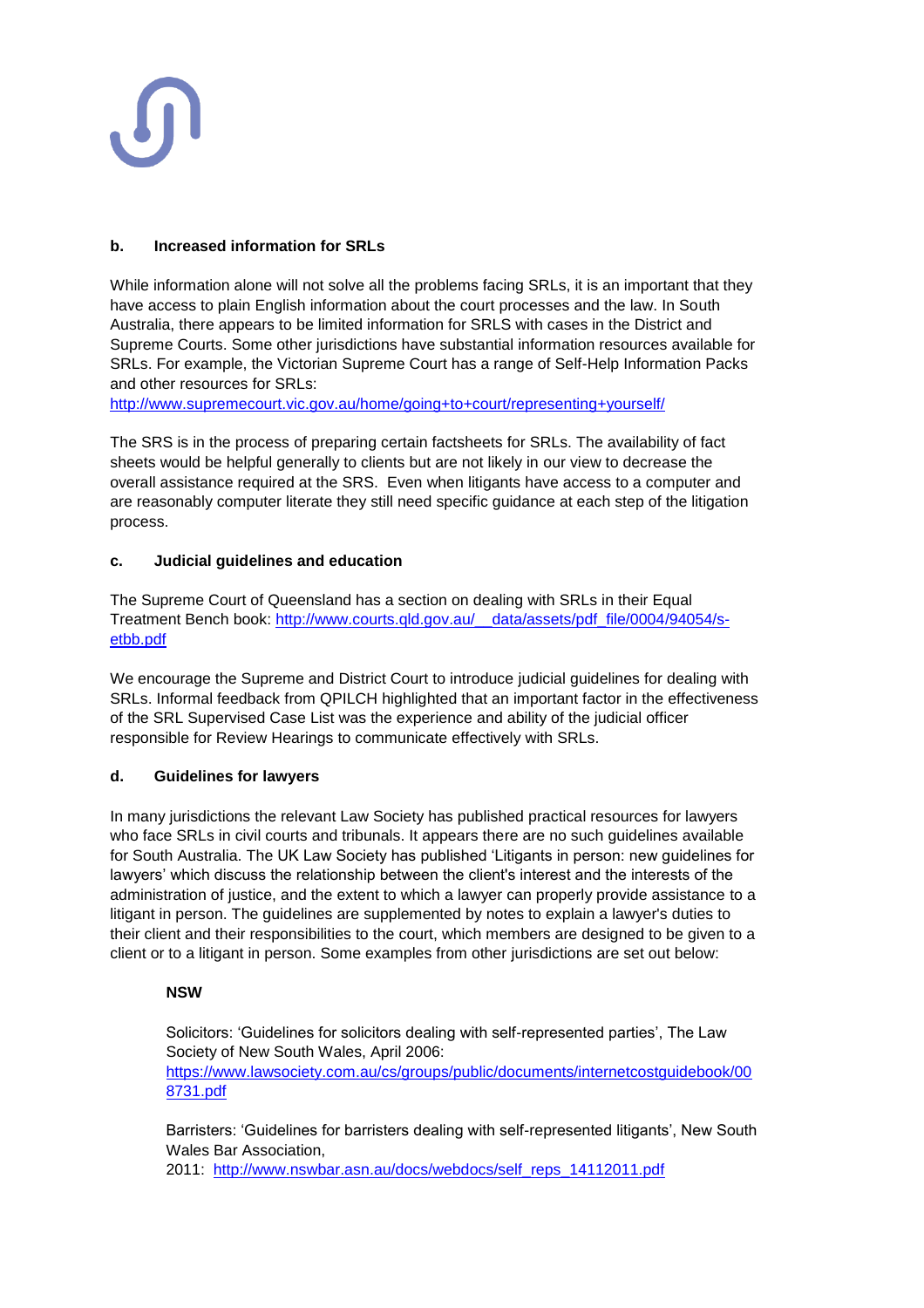### b. Increased information for SRLs

While information alone will not solve all the problems facing SRLs, it is an important that they have access to plain English information about the court processes and the law. In South Australia, there appears to be limited information for SRLS with cases in the District and Supreme Courts. Some other jurisdictions have substantial information resources available for SRLs. For example, the Victorian Supreme Court has a range of Self-Help Information Packs and other resources for SRLs: http://www.supremecourt.vic.gov.au/home/going+to+court/representing+yourself/

The SRS is in the process of preparing certain factsheets for SRLs. The availability of fact sheets would be helpful generally to clients but are not likely in our view to decrease the overall assistance required at the SRS. Even when litigants have access to a computer and are reasonably computer literate they still need specific guidance at each step of the litigation process.

### c. Judicial guidelines and education

The Supreme Court of Queensland has a section on dealing with SRLs in their Equal Treatment Bench book: http://www.courts.qld.gov.au/__data/assets/pdf_file/0004/94054/s-etbb.pdf

We encourage the Supreme and District Court to introduce judicial guidelines for dealing with SRLs. Informal feedback from QPILCH highlighted that an important factor in the effectiveness of the SRL Supervised Case List was the experience and ability of the judicial officer responsible for Review Hearings to communicate effectively with SRLs.

### d. Guidelines for lawyers

In many jurisdictions the relevant Law Society has published practical resources for lawyers who face SRLs in civil courts and tribunals. It appears there are no such guidelines available for South Australia. The UK Law Society has published 'Litigants in person: new guidelines for lawyers' which discuss the relationship between the client's interest and the interests of the administration of justice, and the extent to which a lawyer can properly provide assistance to a litigant in person. The guidelines are supplemented by notes to explain a lawyer's duties to their client and their responsibilities to the court, which members are designed to be given to a client or to a litigant in person. Some examples from other jurisdictions are set out below:

**NSW**

Solicitors: 'Guidelines for solicitors dealing with self-represented parties', The Law Society of New South Wales, April 2006: https://www.lawsociety.com.au/cs/groups/public/documents/internetcostguidebook/008731.pdf

Barristers: 'Guidelines for barristers dealing with self-represented litigants', New South Wales Bar Association, 2011: http://www.nswbar.asn.au/docs/webdocs/self_reps_14112011.pdf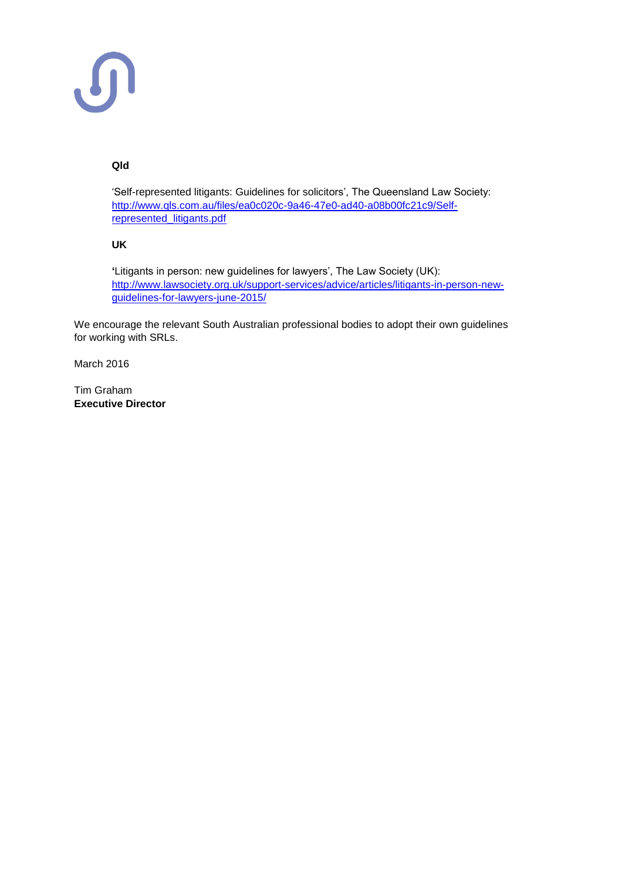**Qld**

'Self-represented litigants: Guidelines for solicitors', The Queensland Law Society: http://www.qls.com.au/files/ea0c020c-9a46-47e0-ad40-a08b00fc21c9/Self-represented_litigants.pdf

**UK**

'Litigants in person: new guidelines for lawyers', The Law Society (UK): http://www.lawsociety.org.uk/support-services/advice/articles/litigants-in-person-new-guidelines-for-lawyers-june-2015/

We encourage the relevant South Australian professional bodies to adopt their own guidelines for working with SRLs.

March 2016

Tim Graham
**Executive Director**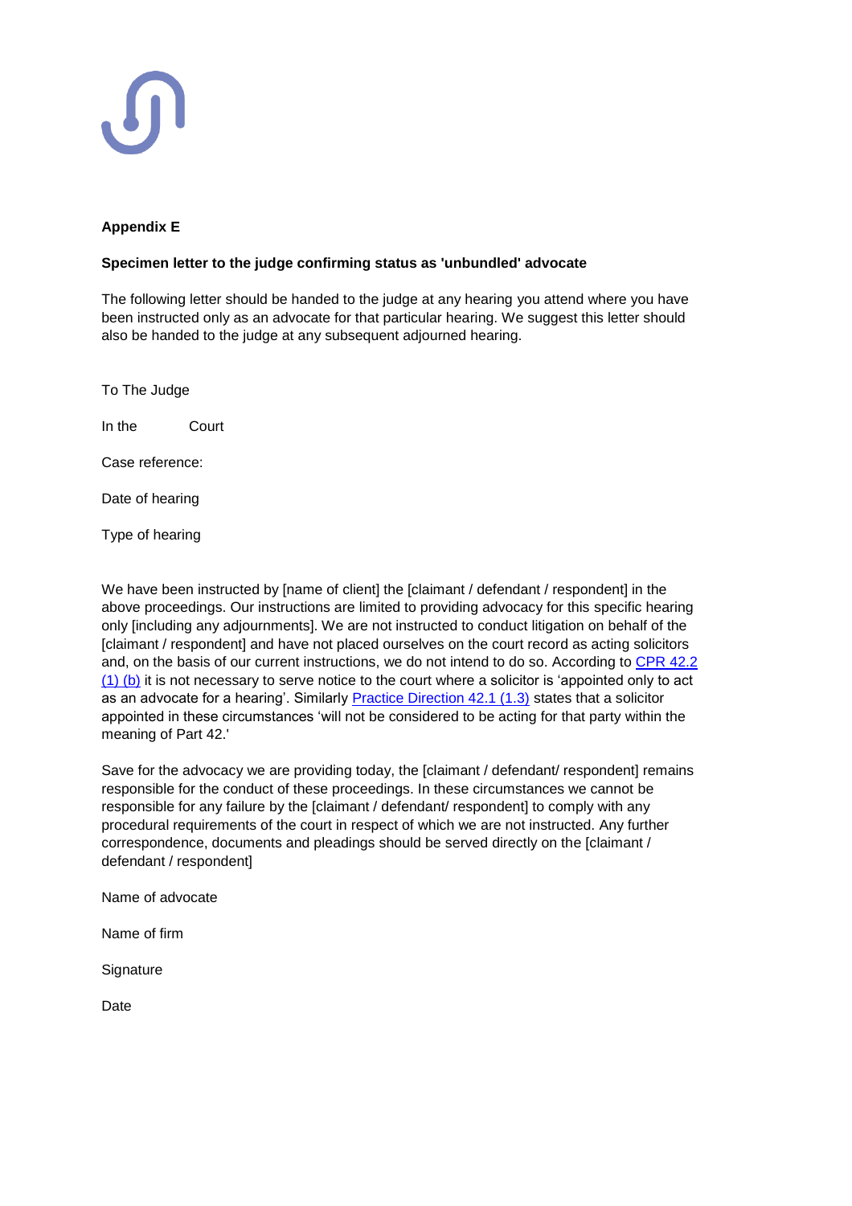**Appendix E**

**Specimen letter to the judge confirming status as 'unbundled' advocate**

The following letter should be handed to the judge at any hearing you attend where you have been instructed only as an advocate for that particular hearing. We suggest this letter should also be handed to the judge at any subsequent adjourned hearing.

To The Judge

In the Court

Case reference:

Date of hearing

Type of hearing

We have been instructed by [name of client] the [claimant / defendant / respondent] in the above proceedings. Our instructions are limited to providing advocacy for this specific hearing only [including any adjournments]. We are not instructed to conduct litigation on behalf of the [claimant / respondent] and have not placed ourselves on the court record as acting solicitors and, on the basis of our current instructions, we do not intend to do so. According to CPR 42.2 (1) (b) it is not necessary to serve notice to the court where a solicitor is 'appointed only to act as an advocate for a hearing'. Similarly Practice Direction 42.1 (1.3) states that a solicitor appointed in these circumstances 'will not be considered to be acting for that party within the meaning of Part 42.'

Save for the advocacy we are providing today, the [claimant / defendant/ respondent] remains responsible for the conduct of these proceedings. In these circumstances we cannot be responsible for any failure by the [claimant / defendant/ respondent] to comply with any procedural requirements of the court in respect of which we are not instructed. Any further correspondence, documents and pleadings should be served directly on the [claimant / defendant / respondent]

Name of advocate

Name of firm

Signature

Date